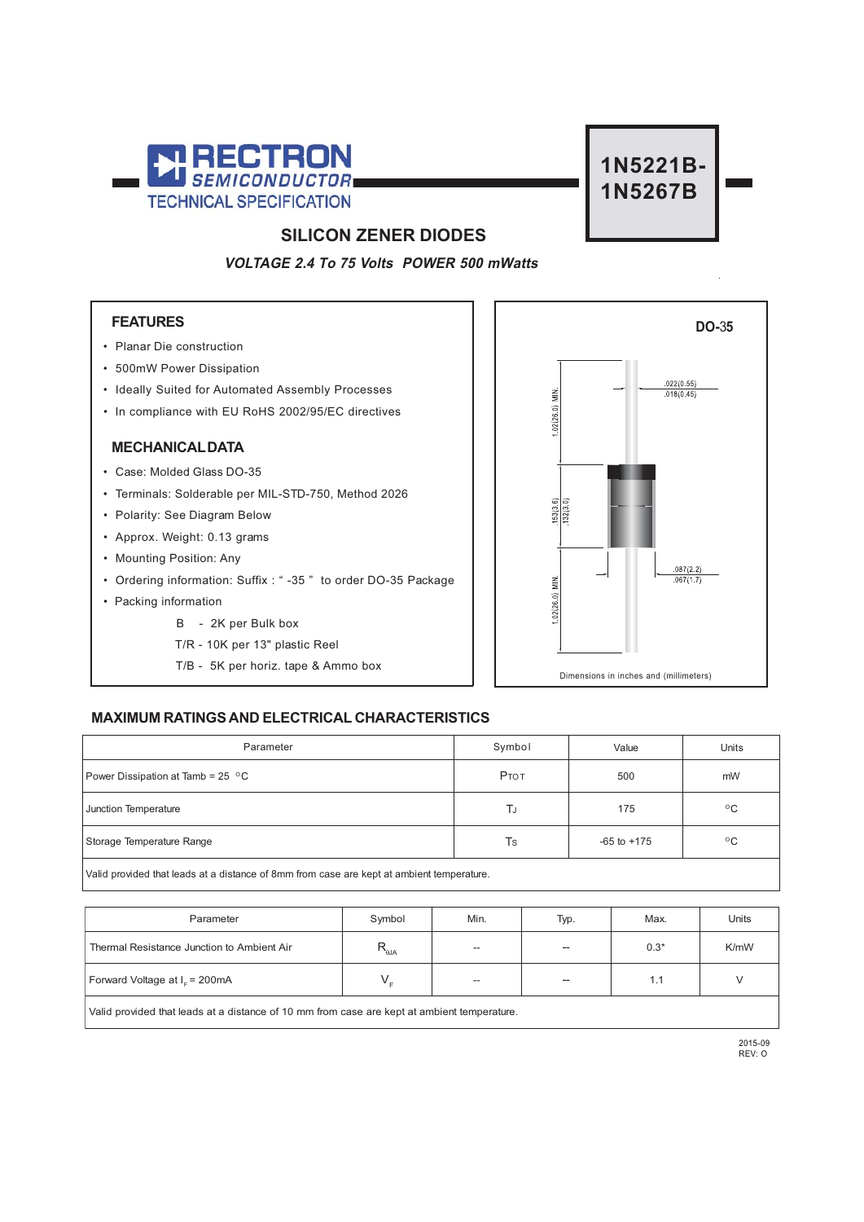RECTRON SEMICONDUCTOR
TECHNICAL SPECIFICATION

# 1N5221B-1N5267B

## SILICON ZENER DIODES

***VOLTAGE 2.4 To 75 Volts POWER 500 mWatts***

### FEATURES

- Planar Die construction
- 500mW Power Dissipation
- Ideally Suited for Automated Assembly Processes
- In compliance with EU RoHS 2002/95/EC directives

### MECHANICAL DATA

- Case: Molded Glass DO-35
- Terminals: Solderable per MIL-STD-750, Method 2026
- Polarity: See Diagram Below
- Approx. Weight: 0.13 grams
- Mounting Position: Any
- Ordering information: Suffix : " -35 " to order DO-35 Package
- Packing information

  B - 2K per Bulk box
  
  T/R - 10K per 13" plastic Reel
  
  T/B - 5K per horiz. tape & Ammo box

**DO-35**

.022(0.55)
.018(0.45)

1.02(26.0) MIN.

.153(3.6)
.132(3.0)

.087(2.2)
.067(1.7)

1.02(26.0) MIN.

Dimensions in inches and (millimeters)

## MAXIMUM RATINGS AND ELECTRICAL CHARACTERISTICS

| Parameter | Symbol | Value | Units |
|---|---|---|---|
| Power Dissipation at Tamb = 25 °C | $P_{TOT}$ | 500 | mW |
| Junction Temperature | $T_J$ | 175 | °C |
| Storage Temperature Range | $T_S$ | -65 to +175 | °C |
| Valid provided that leads at a distance of 8mm from case are kept at ambient temperature. | | | |

| Parameter | Symbol | Min. | Typ. | Max. | Units |
|---|---|---|---|---|---|
| Thermal Resistance Junction to Ambient Air | $R_{\theta JA}$ | -- | -- | 0.3* | K/mW |
| Forward Voltage at $I_F$ = 200mA | $V_F$ | -- | -- | 1.1 | V |
| Valid provided that leads at a distance of 10 mm from case are kept at ambient temperature. | | | | | |

2015-09
REV: O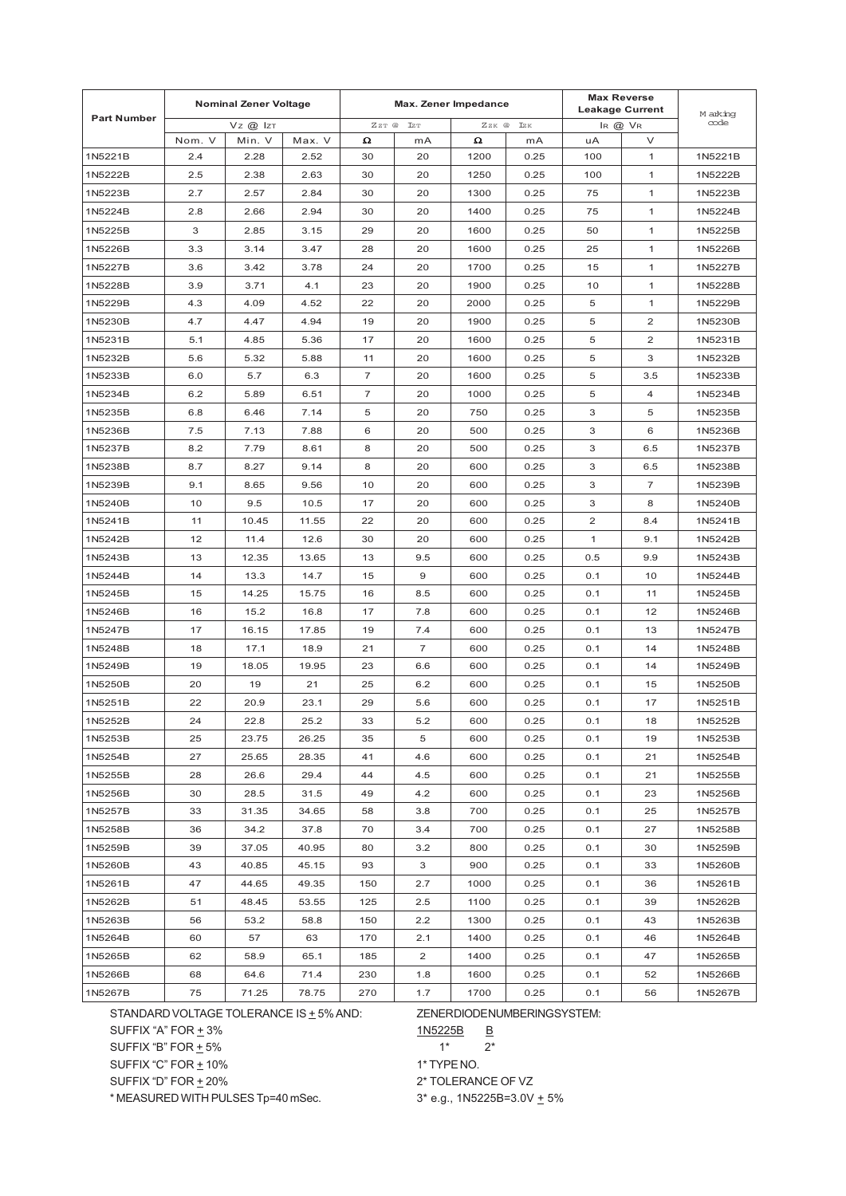| Part Number | Nominal Zener Voltage | | | Max. Zener Impedance | | | | Max Reverse Leakage Current | | Marking code |
|---|---|---|---|---|---|---|---|---|---|---|
| | $V_Z$ @ $I_{ZT}$ | | | $Z_{ZT}$ @ $I_{ZT}$ | | $Z_{ZK}$ @ $I_{ZK}$ | | $I_R$ @ $V_R$ | | |
| | Nom. V | Min. V | Max. V | Ω | mA | Ω | mA | uA | V | |
| 1N5221B | 2.4 | 2.28 | 2.52 | 30 | 20 | 1200 | 0.25 | 100 | 1 | 1N5221B |
| 1N5222B | 2.5 | 2.38 | 2.63 | 30 | 20 | 1250 | 0.25 | 100 | 1 | 1N5222B |
| 1N5223B | 2.7 | 2.57 | 2.84 | 30 | 20 | 1300 | 0.25 | 75 | 1 | 1N5223B |
| 1N5224B | 2.8 | 2.66 | 2.94 | 30 | 20 | 1400 | 0.25 | 75 | 1 | 1N5224B |
| 1N5225B | 3 | 2.85 | 3.15 | 29 | 20 | 1600 | 0.25 | 50 | 1 | 1N5225B |
| 1N5226B | 3.3 | 3.14 | 3.47 | 28 | 20 | 1600 | 0.25 | 25 | 1 | 1N5226B |
| 1N5227B | 3.6 | 3.42 | 3.78 | 24 | 20 | 1700 | 0.25 | 15 | 1 | 1N5227B |
| 1N5228B | 3.9 | 3.71 | 4.1 | 23 | 20 | 1900 | 0.25 | 10 | 1 | 1N5228B |
| 1N5229B | 4.3 | 4.09 | 4.52 | 22 | 20 | 2000 | 0.25 | 5 | 1 | 1N5229B |
| 1N5230B | 4.7 | 4.47 | 4.94 | 19 | 20 | 1900 | 0.25 | 5 | 2 | 1N5230B |
| 1N5231B | 5.1 | 4.85 | 5.36 | 17 | 20 | 1600 | 0.25 | 5 | 2 | 1N5231B |
| 1N5232B | 5.6 | 5.32 | 5.88 | 11 | 20 | 1600 | 0.25 | 5 | 3 | 1N5232B |
| 1N5233B | 6.0 | 5.7 | 6.3 | 7 | 20 | 1600 | 0.25 | 5 | 3.5 | 1N5233B |
| 1N5234B | 6.2 | 5.89 | 6.51 | 7 | 20 | 1000 | 0.25 | 5 | 4 | 1N5234B |
| 1N5235B | 6.8 | 6.46 | 7.14 | 5 | 20 | 750 | 0.25 | 3 | 5 | 1N5235B |
| 1N5236B | 7.5 | 7.13 | 7.88 | 6 | 20 | 500 | 0.25 | 3 | 6 | 1N5236B |
| 1N5237B | 8.2 | 7.79 | 8.61 | 8 | 20 | 500 | 0.25 | 3 | 6.5 | 1N5237B |
| 1N5238B | 8.7 | 8.27 | 9.14 | 8 | 20 | 600 | 0.25 | 3 | 6.5 | 1N5238B |
| 1N5239B | 9.1 | 8.65 | 9.56 | 10 | 20 | 600 | 0.25 | 3 | 7 | 1N5239B |
| 1N5240B | 10 | 9.5 | 10.5 | 17 | 20 | 600 | 0.25 | 3 | 8 | 1N5240B |
| 1N5241B | 11 | 10.45 | 11.55 | 22 | 20 | 600 | 0.25 | 2 | 8.4 | 1N5241B |
| 1N5242B | 12 | 11.4 | 12.6 | 30 | 20 | 600 | 0.25 | 1 | 9.1 | 1N5242B |
| 1N5243B | 13 | 12.35 | 13.65 | 13 | 9.5 | 600 | 0.25 | 0.5 | 9.9 | 1N5243B |
| 1N5244B | 14 | 13.3 | 14.7 | 15 | 9 | 600 | 0.25 | 0.1 | 10 | 1N5244B |
| 1N5245B | 15 | 14.25 | 15.75 | 16 | 8.5 | 600 | 0.25 | 0.1 | 11 | 1N5245B |
| 1N5246B | 16 | 15.2 | 16.8 | 17 | 7.8 | 600 | 0.25 | 0.1 | 12 | 1N5246B |
| 1N5247B | 17 | 16.15 | 17.85 | 19 | 7.4 | 600 | 0.25 | 0.1 | 13 | 1N5247B |
| 1N5248B | 18 | 17.1 | 18.9 | 21 | 7 | 600 | 0.25 | 0.1 | 14 | 1N5248B |
| 1N5249B | 19 | 18.05 | 19.95 | 23 | 6.6 | 600 | 0.25 | 0.1 | 14 | 1N5249B |
| 1N5250B | 20 | 19 | 21 | 25 | 6.2 | 600 | 0.25 | 0.1 | 15 | 1N5250B |
| 1N5251B | 22 | 20.9 | 23.1 | 29 | 5.6 | 600 | 0.25 | 0.1 | 17 | 1N5251B |
| 1N5252B | 24 | 22.8 | 25.2 | 33 | 5.2 | 600 | 0.25 | 0.1 | 18 | 1N5252B |
| 1N5253B | 25 | 23.75 | 26.25 | 35 | 5 | 600 | 0.25 | 0.1 | 19 | 1N5253B |
| 1N5254B | 27 | 25.65 | 28.35 | 41 | 4.6 | 600 | 0.25 | 0.1 | 21 | 1N5254B |
| 1N5255B | 28 | 26.6 | 29.4 | 44 | 4.5 | 600 | 0.25 | 0.1 | 21 | 1N5255B |
| 1N5256B | 30 | 28.5 | 31.5 | 49 | 4.2 | 600 | 0.25 | 0.1 | 23 | 1N5256B |
| 1N5257B | 33 | 31.35 | 34.65 | 58 | 3.8 | 700 | 0.25 | 0.1 | 25 | 1N5257B |
| 1N5258B | 36 | 34.2 | 37.8 | 70 | 3.4 | 700 | 0.25 | 0.1 | 27 | 1N5258B |
| 1N5259B | 39 | 37.05 | 40.95 | 80 | 3.2 | 800 | 0.25 | 0.1 | 30 | 1N5259B |
| 1N5260B | 43 | 40.85 | 45.15 | 93 | 3 | 900 | 0.25 | 0.1 | 33 | 1N5260B |
| 1N5261B | 47 | 44.65 | 49.35 | 150 | 2.7 | 1000 | 0.25 | 0.1 | 36 | 1N5261B |
| 1N5262B | 51 | 48.45 | 53.55 | 125 | 2.5 | 1100 | 0.25 | 0.1 | 39 | 1N5262B |
| 1N5263B | 56 | 53.2 | 58.8 | 150 | 2.2 | 1300 | 0.25 | 0.1 | 43 | 1N5263B |
| 1N5264B | 60 | 57 | 63 | 170 | 2.1 | 1400 | 0.25 | 0.1 | 46 | 1N5264B |
| 1N5265B | 62 | 58.9 | 65.1 | 185 | 2 | 1400 | 0.25 | 0.1 | 47 | 1N5265B |
| 1N5266B | 68 | 64.6 | 71.4 | 230 | 1.8 | 1600 | 0.25 | 0.1 | 52 | 1N5266B |
| 1N5267B | 75 | 71.25 | 78.75 | 270 | 1.7 | 1700 | 0.25 | 0.1 | 56 | 1N5267B |

STANDARD VOLTAGE TOLERANCE IS ± 5% AND:
SUFFIX "A" FOR ± 3%
SUFFIX "B" FOR ± 5%
SUFFIX "C" FOR ± 10%
SUFFIX "D" FOR ± 20%
\* MEASURED WITH PULSES Tp=40 mSec.

ZENER DIODE NUMBERING SYSTEM:
1N5225B B
1\* 2\*
1\* TYPE NO.
2\* TOLERANCE OF VZ
3\* e.g., 1N5225B=3.0V ± 5%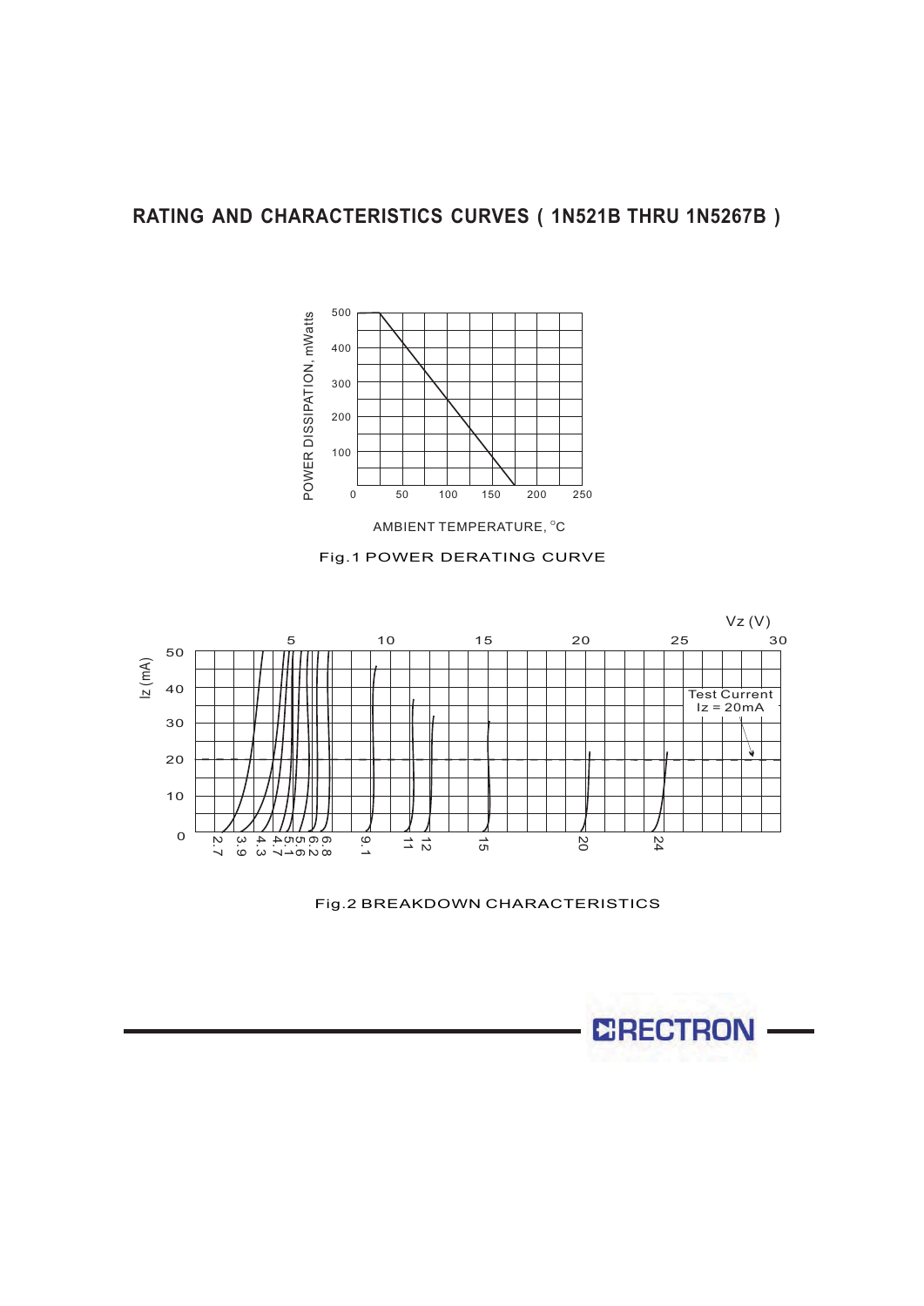# RATING AND CHARACTERISTICS CURVES ( 1N521B THRU 1N5267B )

Fig.1 POWER DERATING CURVE

Fig.2 BREAKDOWN CHARACTERISTICS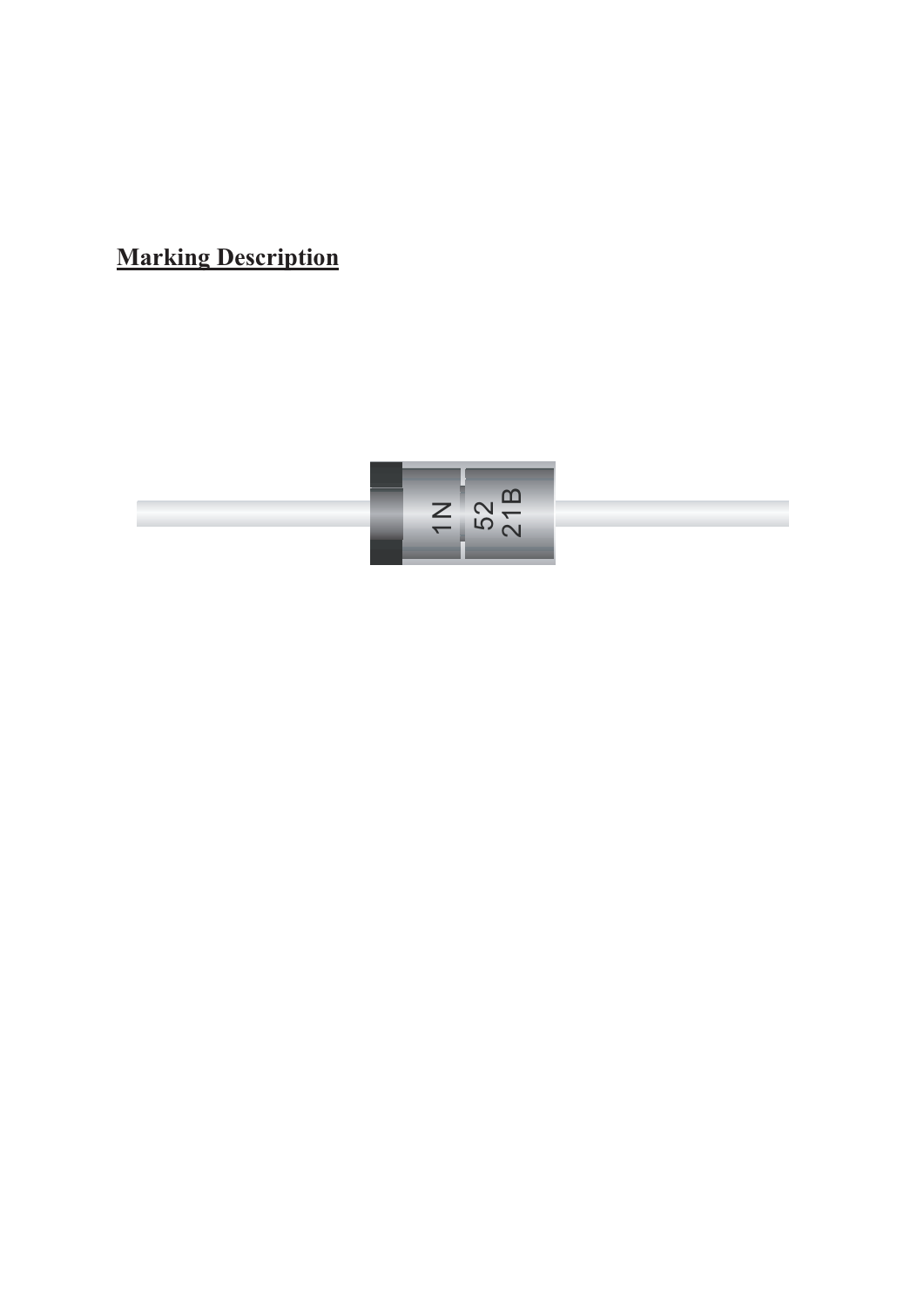## Marking Description

1N
52
21B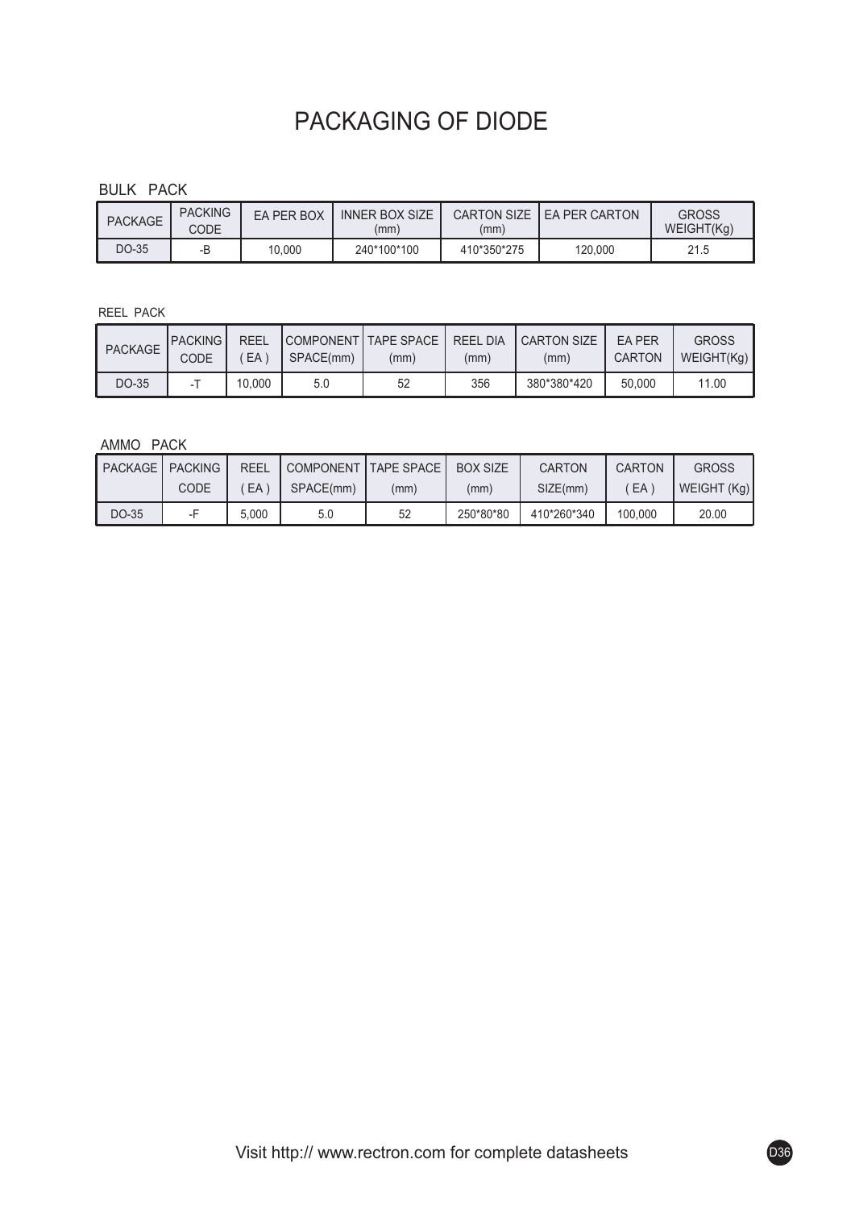# PACKAGING OF DIODE

## BULK PACK

| PACKAGE | PACKING CODE | EA PER BOX | INNER BOX SIZE (mm) | CARTON SIZE (mm) | EA PER CARTON | GROSS WEIGHT(Kg) |
|---|---|---|---|---|---|---|
| DO-35 | -B | 10,000 | 240*100*100 | 410*350*275 | 120,000 | 21.5 |

## REEL PACK

| PACKAGE | PACKING CODE | REEL ( EA ) | COMPONENT SPACE(mm) | TAPE SPACE (mm) | REEL DIA (mm) | CARTON SIZE (mm) | EA PER CARTON | GROSS WEIGHT(Kg) |
|---|---|---|---|---|---|---|---|---|
| DO-35 | -T | 10,000 | 5.0 | 52 | 356 | 380*380*420 | 50,000 | 11.00 |

## AMMO PACK

| PACKAGE | PACKING CODE | REEL ( EA ) | COMPONENT SPACE(mm) | TAPE SPACE (mm) | BOX SIZE (mm) | CARTON SIZE(mm) | CARTON ( EA ) | GROSS WEIGHT (Kg) |
|---|---|---|---|---|---|---|---|---|
| DO-35 | -F | 5,000 | 5.0 | 52 | 250*80*80 | 410*260*340 | 100,000 | 20.00 |

Visit http:// www.rectron.com for complete datasheets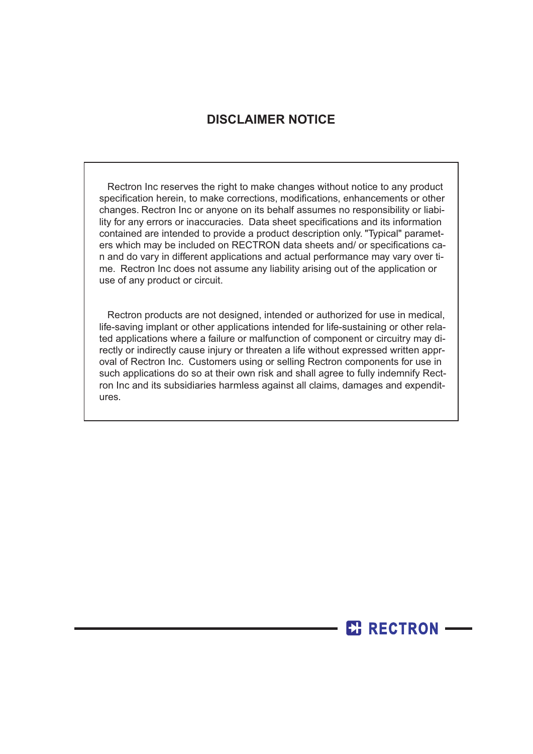# DISCLAIMER NOTICE

Rectron Inc reserves the right to make changes without notice to any product specification herein, to make corrections, modifications, enhancements or other changes. Rectron Inc or anyone on its behalf assumes no responsibility or liability for any errors or inaccuracies. Data sheet specifications and its information contained are intended to provide a product description only. "Typical" parameters which may be included on RECTRON data sheets and/ or specifications can and do vary in different applications and actual performance may vary over time. Rectron Inc does not assume any liability arising out of the application or use of any product or circuit.

Rectron products are not designed, intended or authorized for use in medical, life-saving implant or other applications intended for life-sustaining or other related applications where a failure or malfunction of component or circuitry may directly or indirectly cause injury or threaten a life without expressed written approval of Rectron Inc. Customers using or selling Rectron components for use in such applications do so at their own risk and shall agree to fully indemnify Rectron Inc and its subsidiaries harmless against all claims, damages and expenditures.

RECTRON